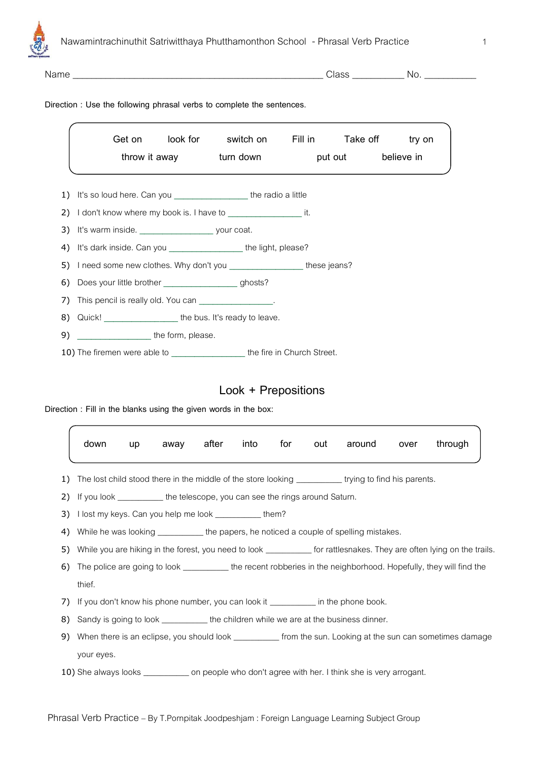Nawamintrachinuthit Satriwitthaya Phutthamonthon School - Phrasal Verb Practice

Name ______________________________________________ Class __________ No. __________

Direction : Use the following phrasal verbs to complete the sentences.

| Get on | look for | switch on | Fill in | Take off | try on |
|---|---|---|---|---|---|
| throw it away | turn down | put out | believe in | | |

1) It's so loud here. Can you _______________ the radio a little
2) I don't know where my book is. I have to _______________ it.
3) It's warm inside. _______________ your coat.
4) It's dark inside. Can you _______________ the light, please?
5) I need some new clothes. Why don't you _______________ these jeans?
6) Does your little brother _______________ ghosts?
7) This pencil is really old. You can _______________.
8) Quick! _______________ the bus. It's ready to leave.
9) _______________ the form, please.
10) The firemen were able to _______________ the fire in Church Street.

## Look + Prepositions

Direction : Fill in the blanks using the given words in the box:

| down | up | away | after | into | for | out | around | over | through |
|---|---|---|---|---|---|---|---|---|---|

1) The lost child stood there in the middle of the store looking __________ trying to find his parents.
2) If you look __________ the telescope, you can see the rings around Saturn.
3) I lost my keys. Can you help me look __________ them?
4) While he was looking __________ the papers, he noticed a couple of spelling mistakes.
5) While you are hiking in the forest, you need to look __________ for rattlesnakes. They are often lying on the trails.
6) The police are going to look __________ the recent robberies in the neighborhood. Hopefully, they will find the thief.
7) If you don't know his phone number, you can look it __________ in the phone book.
8) Sandy is going to look __________ the children while we are at the business dinner.
9) When there is an eclipse, you should look __________ from the sun. Looking at the sun can sometimes damage your eyes.
10) She always looks __________ on people who don't agree with her. I think she is very arrogant.

Phrasal Verb Practice – By T.Pornpitak Joodpeshjam : Foreign Language Learning Subject Group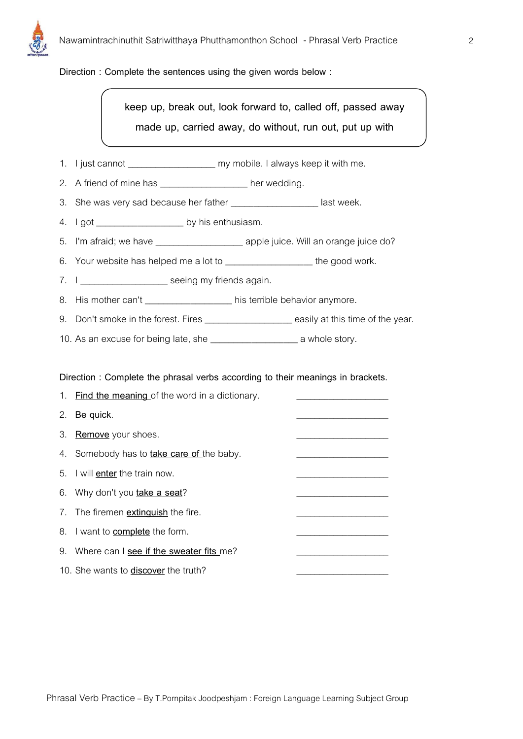**Direction : Complete the sentences using the given words below :**

> keep up, break out, look forward to, called off, passed away
>
> made up, carried away, do without, run out, put up with

1. I just cannot ________________ my mobile. I always keep it with me.
2. A friend of mine has ________________ her wedding.
3. She was very sad because her father ________________ last week.
4. I got ________________ by his enthusiasm.
5. I'm afraid; we have ________________ apple juice. Will an orange juice do?
6. Your website has helped me a lot to ________________ the good work.
7. I ________________ seeing my friends again.
8. His mother can't ________________ his terrible behavior anymore.
9. Don't smoke in the forest. Fires ________________ easily at this time of the year.
10. As an excuse for being late, she ________________ a whole story.

**Direction : Complete the phrasal verbs according to their meanings in brackets.**

1. <u>Find the meaning</u> of the word in a dictionary. ________________
2. <u>Be quick</u>. ________________
3. <u>Remove</u> your shoes. ________________
4. Somebody has to <u>take care of</u> the baby. ________________
5. I will <u>enter</u> the train now. ________________
6. Why don't you <u>take a seat</u>? ________________
7. The firemen <u>extinguish</u> the fire. ________________
8. I want to <u>complete</u> the form. ________________
9. Where can I <u>see if the sweater fits</u> me? ________________
10. She wants to <u>discover</u> the truth? ________________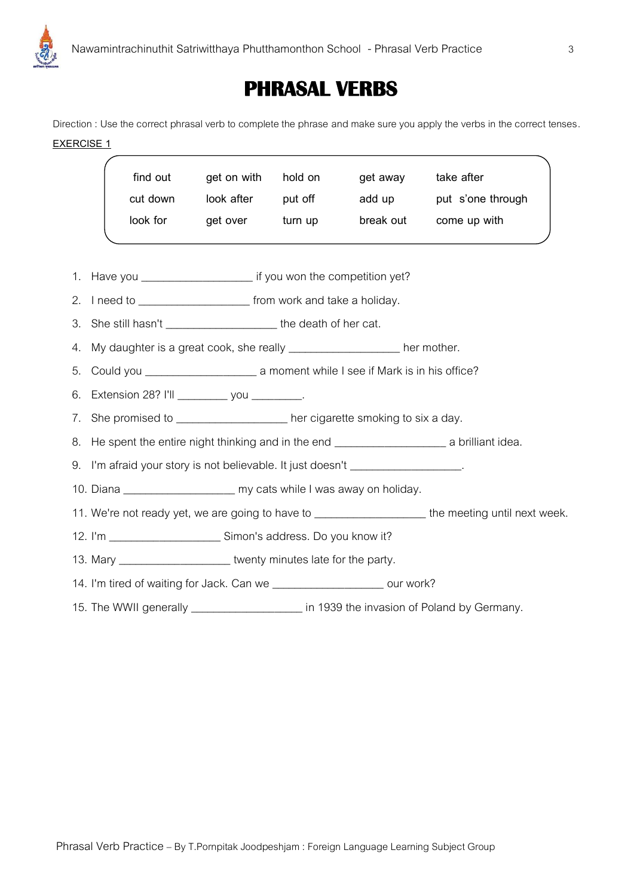# PHRASAL VERBS

Direction : Use the correct phrasal verb to complete the phrase and make sure you apply the verbs in the correct tenses.

**EXERCISE 1**

| find out | get on with | hold on | get away | take after |
|---|---|---|---|---|
| cut down | look after | put off | add up | put s'one through |
| look for | get over | turn up | break out | come up with |

1. Have you __________________ if you won the competition yet?
2. I need to __________________ from work and take a holiday.
3. She still hasn't __________________ the death of her cat.
4. My daughter is a great cook, she really __________________ her mother.
5. Could you __________________ a moment while I see if Mark is in his office?
6. Extension 28? I'll ________ you ________.
7. She promised to __________________ her cigarette smoking to six a day.
8. He spent the entire night thinking and in the end __________________ a brilliant idea.
9. I'm afraid your story is not believable. It just doesn't __________________.
10. Diana __________________ my cats while I was away on holiday.
11. We're not ready yet, we are going to have to __________________ the meeting until next week.
12. I'm __________________ Simon's address. Do you know it?
13. Mary __________________ twenty minutes late for the party.
14. I'm tired of waiting for Jack. Can we __________________ our work?
15. The WWII generally __________________ in 1939 the invasion of Poland by Germany.

Phrasal Verb Practice – By T.Pornpitak Joodpeshjam : Foreign Language Learning Subject Group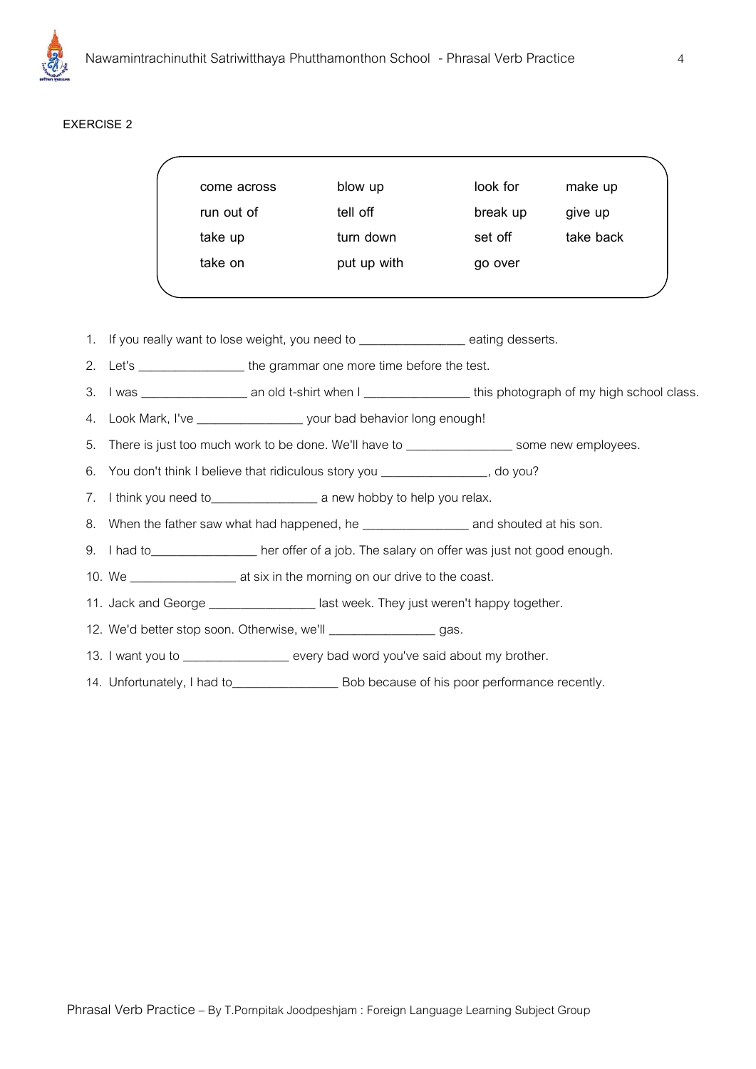EXERCISE 2

| | | | |
|---|---|---|---|
| come across | blow up | look for | make up |
| run out of | tell off | break up | give up |
| take up | turn down | set off | take back |
| take on | put up with | go over | |

1. If you really want to lose weight, you need to ________________ eating desserts.
2. Let's ________________ the grammar one more time before the test.
3. I was ________________ an old t-shirt when I ________________ this photograph of my high school class.
4. Look Mark, I've ________________ your bad behavior long enough!
5. There is just too much work to be done. We'll have to ________________ some new employees.
6. You don't think I believe that ridiculous story you ________________, do you?
7. I think you need to________________ a new hobby to help you relax.
8. When the father saw what had happened, he ________________ and shouted at his son.
9. I had to________________ her offer of a job. The salary on offer was just not good enough.
10. We ________________ at six in the morning on our drive to the coast.
11. Jack and George ________________ last week. They just weren't happy together.
12. We'd better stop soon. Otherwise, we'll ________________ gas.
13. I want you to ________________ every bad word you've said about my brother.
14. Unfortunately, I had to________________ Bob because of his poor performance recently.